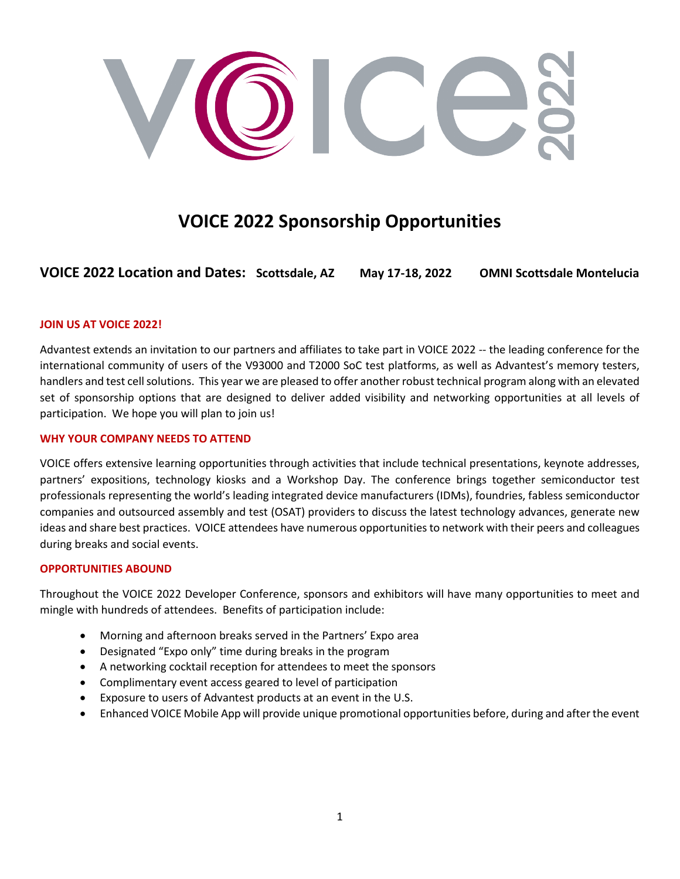# VOICE 2022 Sponsorship Opportunities

## VOICE 2022 Location and Dates: Scottsdale, AZ  May 17-18, 2022  OMNI Scottsdale Montelucia

### JOIN US AT VOICE 2022!

Advantest extends an invitation to our partners and affiliates to take part in VOICE 2022 -- the leading conference for the international community of users of the V93000 and T2000 SoC test platforms, as well as Advantest's memory testers, handlers and test cell solutions. This year we are pleased to offer another robust technical program along with an elevated set of sponsorship options that are designed to deliver added visibility and networking opportunities at all levels of participation. We hope you will plan to join us!

### WHY YOUR COMPANY NEEDS TO ATTEND

VOICE offers extensive learning opportunities through activities that include technical presentations, keynote addresses, partners' expositions, technology kiosks and a Workshop Day. The conference brings together semiconductor test professionals representing the world's leading integrated device manufacturers (IDMs), foundries, fabless semiconductor companies and outsourced assembly and test (OSAT) providers to discuss the latest technology advances, generate new ideas and share best practices. VOICE attendees have numerous opportunities to network with their peers and colleagues during breaks and social events.

### OPPORTUNITIES ABOUND

Throughout the VOICE 2022 Developer Conference, sponsors and exhibitors will have many opportunities to meet and mingle with hundreds of attendees. Benefits of participation include:

- Morning and afternoon breaks served in the Partners' Expo area
- Designated "Expo only" time during breaks in the program
- A networking cocktail reception for attendees to meet the sponsors
- Complimentary event access geared to level of participation
- Exposure to users of Advantest products at an event in the U.S.
- Enhanced VOICE Mobile App will provide unique promotional opportunities before, during and after the event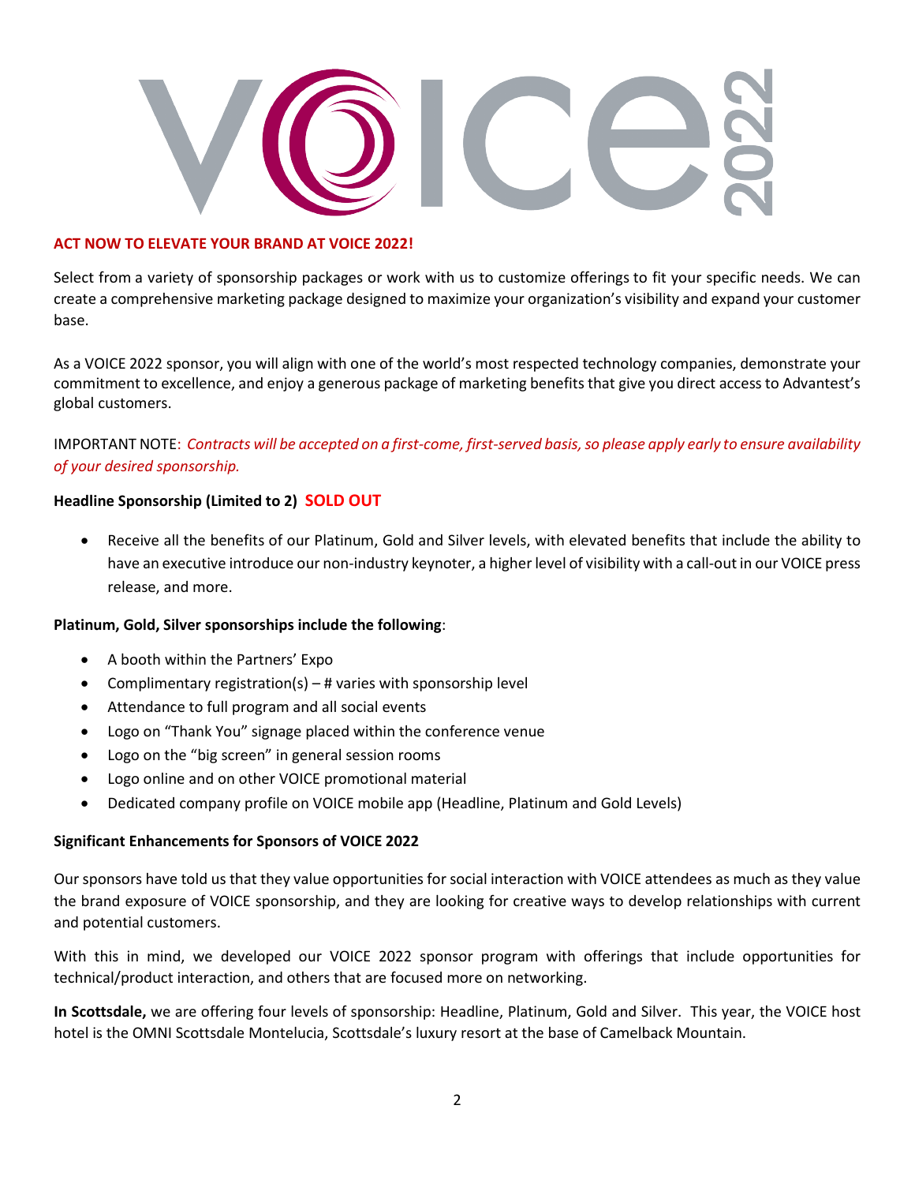# VOICE 2022

**ACT NOW TO ELEVATE YOUR BRAND AT VOICE 2022!**

Select from a variety of sponsorship packages or work with us to customize offerings to fit your specific needs. We can create a comprehensive marketing package designed to maximize your organization's visibility and expand your customer base.

As a VOICE 2022 sponsor, you will align with one of the world's most respected technology companies, demonstrate your commitment to excellence, and enjoy a generous package of marketing benefits that give you direct access to Advantest's global customers.

IMPORTANT NOTE: *Contracts will be accepted on a first-come, first-served basis, so please apply early to ensure availability of your desired sponsorship.*

**Headline Sponsorship (Limited to 2) SOLD OUT**

- Receive all the benefits of our Platinum, Gold and Silver levels, with elevated benefits that include the ability to have an executive introduce our non-industry keynoter, a higher level of visibility with a call-out in our VOICE press release, and more.

**Platinum, Gold, Silver sponsorships include the following**:

- A booth within the Partners' Expo
- Complimentary registration(s) – # varies with sponsorship level
- Attendance to full program and all social events
- Logo on "Thank You" signage placed within the conference venue
- Logo on the "big screen" in general session rooms
- Logo online and on other VOICE promotional material
- Dedicated company profile on VOICE mobile app (Headline, Platinum and Gold Levels)

**Significant Enhancements for Sponsors of VOICE 2022**

Our sponsors have told us that they value opportunities for social interaction with VOICE attendees as much as they value the brand exposure of VOICE sponsorship, and they are looking for creative ways to develop relationships with current and potential customers.

With this in mind, we developed our VOICE 2022 sponsor program with offerings that include opportunities for technical/product interaction, and others that are focused more on networking.

**In Scottsdale,** we are offering four levels of sponsorship: Headline, Platinum, Gold and Silver. This year, the VOICE host hotel is the OMNI Scottsdale Montelucia, Scottsdale's luxury resort at the base of Camelback Mountain.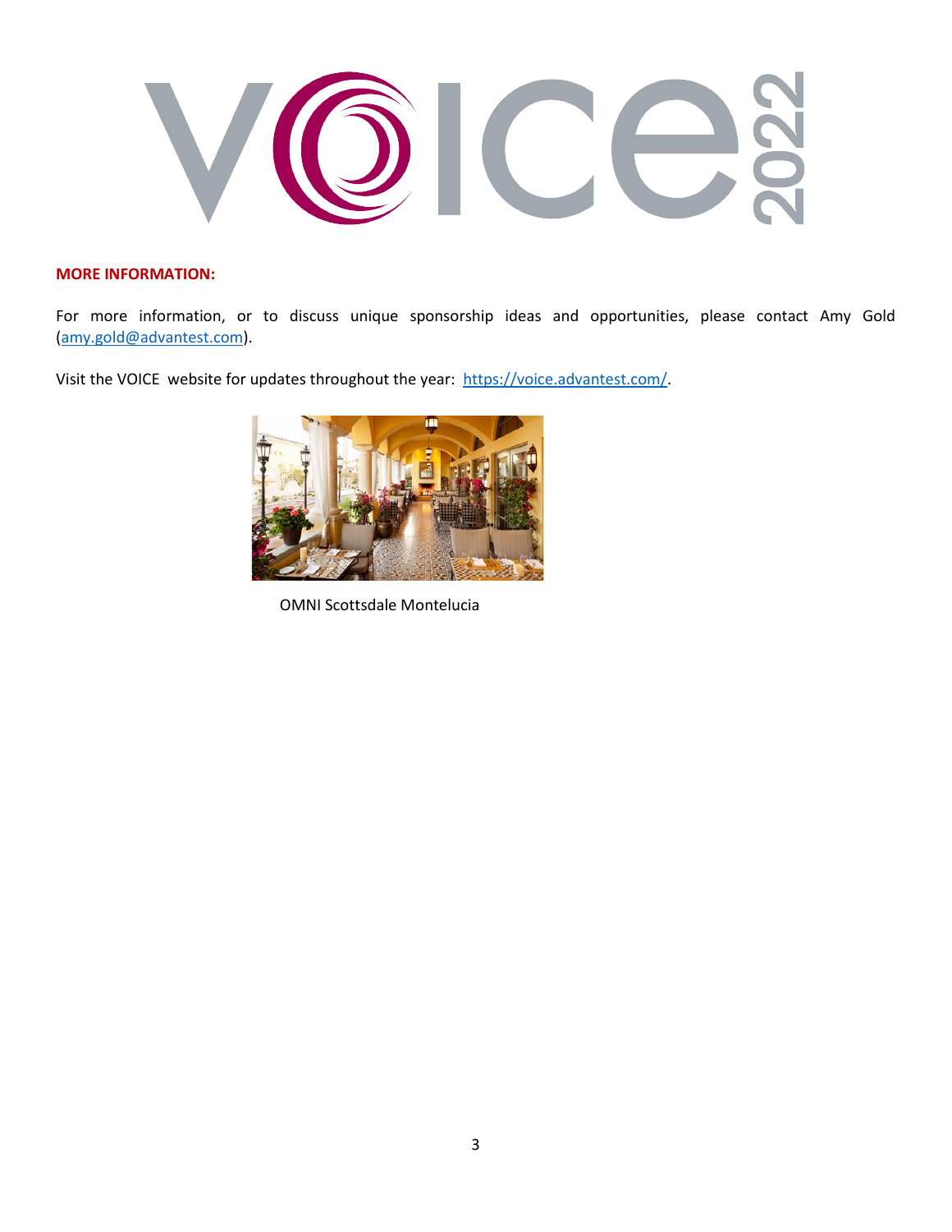**MORE INFORMATION:**

For more information, or to discuss unique sponsorship ideas and opportunities, please contact Amy Gold (amy.gold@advantest.com).

Visit the VOICE website for updates throughout the year: https://voice.advantest.com/.

OMNI Scottsdale Montelucia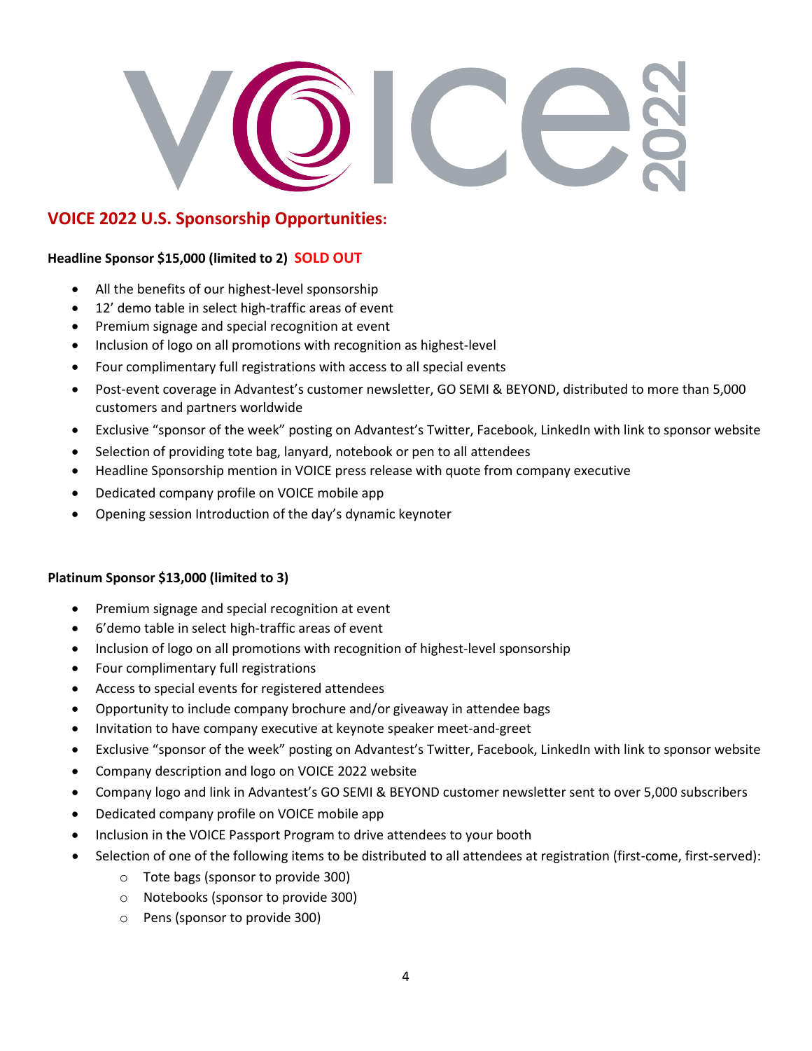## VOICE 2022 U.S. Sponsorship Opportunities:

**Headline Sponsor $15,000 (limited to 2) SOLD OUT**

- All the benefits of our highest-level sponsorship
- 12' demo table in select high-traffic areas of event
- Premium signage and special recognition at event
- Inclusion of logo on all promotions with recognition as highest-level
- Four complimentary full registrations with access to all special events
- Post-event coverage in Advantest's customer newsletter, GO SEMI & BEYOND, distributed to more than 5,000 customers and partners worldwide
- Exclusive "sponsor of the week" posting on Advantest's Twitter, Facebook, LinkedIn with link to sponsor website
- Selection of providing tote bag, lanyard, notebook or pen to all attendees
- Headline Sponsorship mention in VOICE press release with quote from company executive
- Dedicated company profile on VOICE mobile app
- Opening session Introduction of the day's dynamic keynoter

**Platinum Sponsor $13,000 (limited to 3)**

- Premium signage and special recognition at event
- 6'demo table in select high-traffic areas of event
- Inclusion of logo on all promotions with recognition of highest-level sponsorship
- Four complimentary full registrations
- Access to special events for registered attendees
- Opportunity to include company brochure and/or giveaway in attendee bags
- Invitation to have company executive at keynote speaker meet-and-greet
- Exclusive "sponsor of the week" posting on Advantest's Twitter, Facebook, LinkedIn with link to sponsor website
- Company description and logo on VOICE 2022 website
- Company logo and link in Advantest's GO SEMI & BEYOND customer newsletter sent to over 5,000 subscribers
- Dedicated company profile on VOICE mobile app
- Inclusion in the VOICE Passport Program to drive attendees to your booth
- Selection of one of the following items to be distributed to all attendees at registration (first-come, first-served):
  - Tote bags (sponsor to provide 300)
  - Notebooks (sponsor to provide 300)
  - Pens (sponsor to provide 300)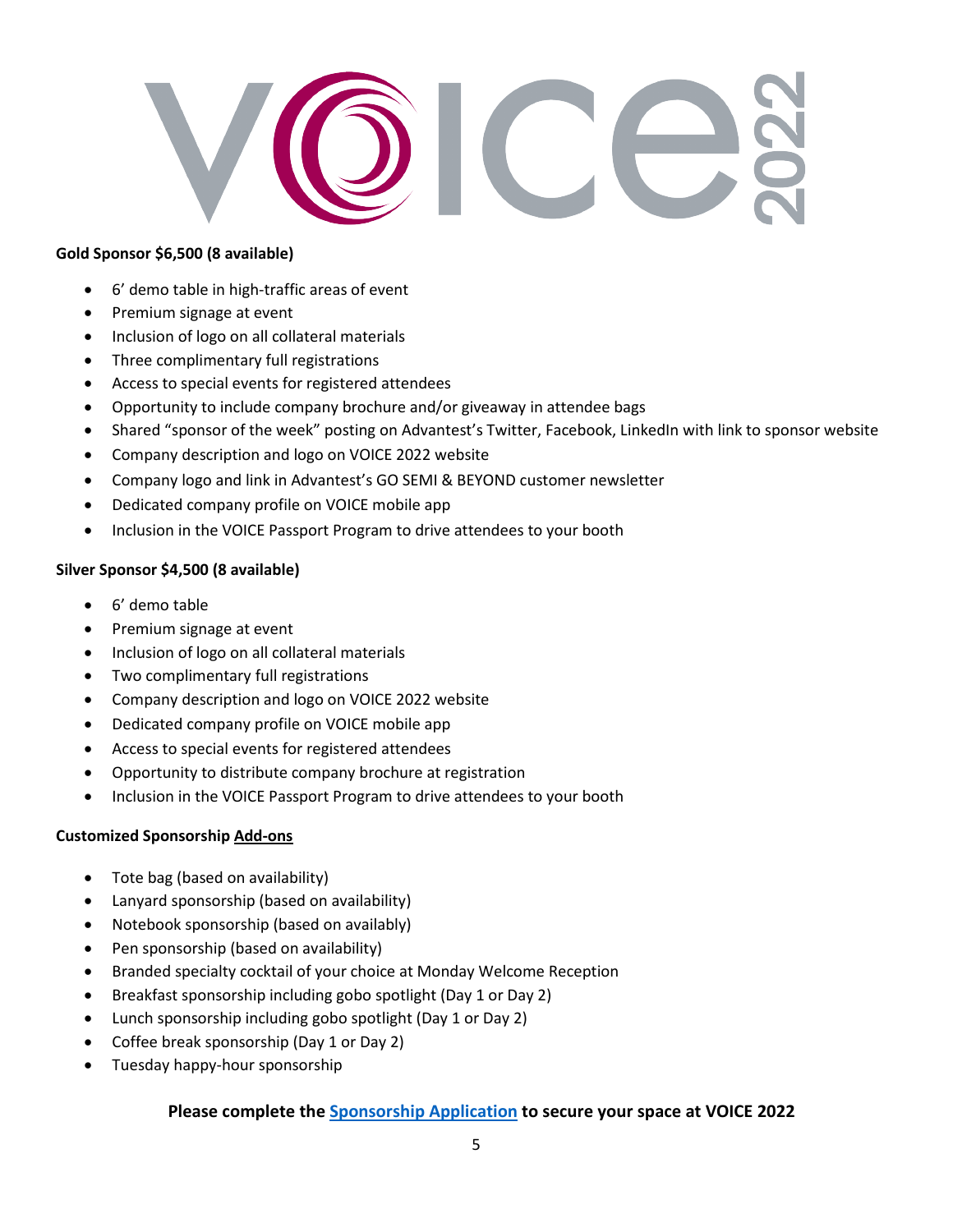**Gold Sponsor $6,500 (8 available)**

- 6' demo table in high-traffic areas of event
- Premium signage at event
- Inclusion of logo on all collateral materials
- Three complimentary full registrations
- Access to special events for registered attendees
- Opportunity to include company brochure and/or giveaway in attendee bags
- Shared "sponsor of the week" posting on Advantest's Twitter, Facebook, LinkedIn with link to sponsor website
- Company description and logo on VOICE 2022 website
- Company logo and link in Advantest's GO SEMI & BEYOND customer newsletter
- Dedicated company profile on VOICE mobile app
- Inclusion in the VOICE Passport Program to drive attendees to your booth

**Silver Sponsor $4,500 (8 available)**

- 6' demo table
- Premium signage at event
- Inclusion of logo on all collateral materials
- Two complimentary full registrations
- Company description and logo on VOICE 2022 website
- Dedicated company profile on VOICE mobile app
- Access to special events for registered attendees
- Opportunity to distribute company brochure at registration
- Inclusion in the VOICE Passport Program to drive attendees to your booth

**Customized Sponsorship Add-ons**

- Tote bag (based on availability)
- Lanyard sponsorship (based on availability)
- Notebook sponsorship (based on availably)
- Pen sponsorship (based on availability)
- Branded specialty cocktail of your choice at Monday Welcome Reception
- Breakfast sponsorship including gobo spotlight (Day 1 or Day 2)
- Lunch sponsorship including gobo spotlight (Day 1 or Day 2)
- Coffee break sponsorship (Day 1 or Day 2)
- Tuesday happy-hour sponsorship

**Please complete the Sponsorship Application to secure your space at VOICE 2022**